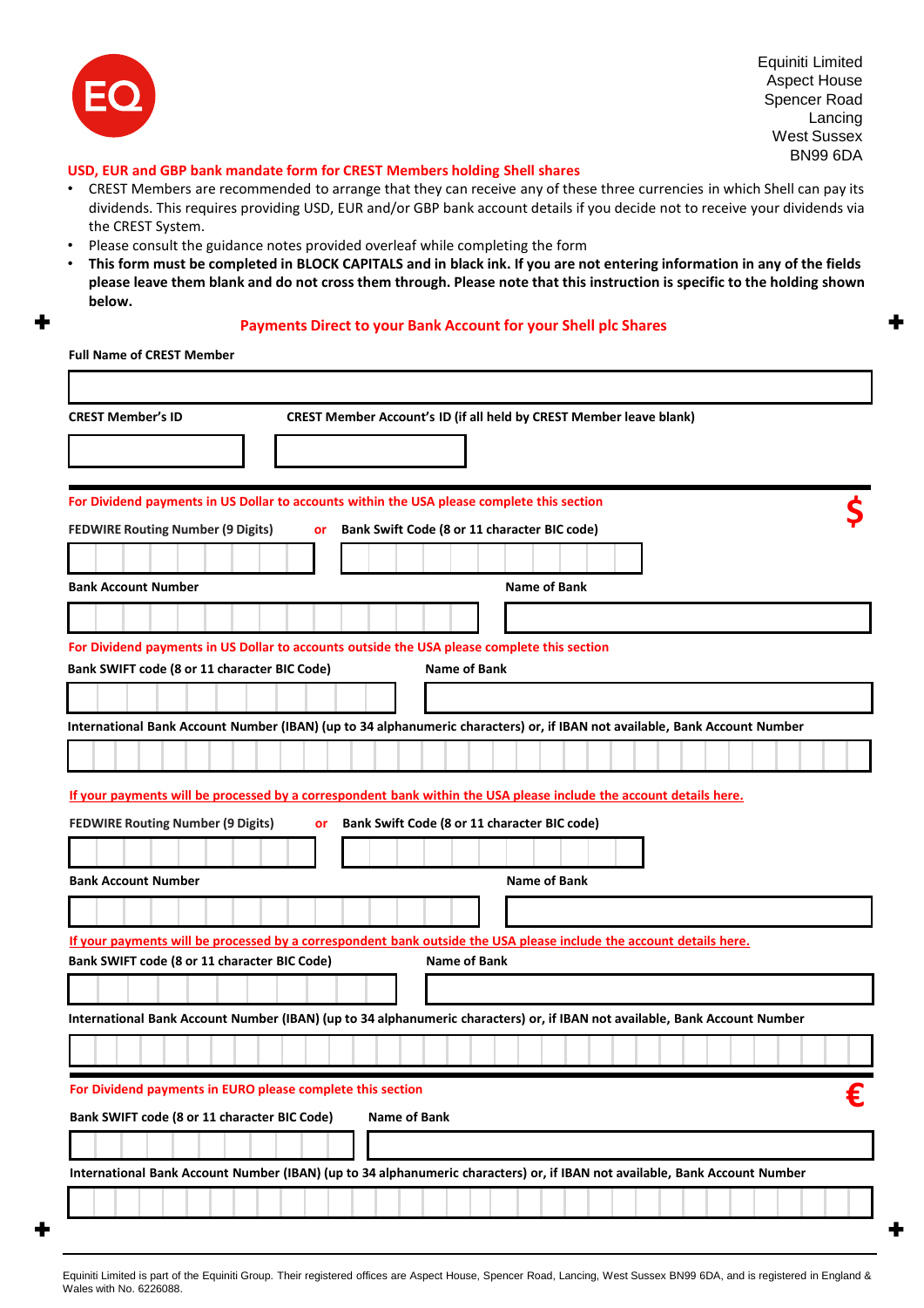Equiniti Limited
Aspect House
Spencer Road
Lancing
West Sussex
BN99 6DA

## USD, EUR and GBP bank mandate form for CREST Members holding Shell shares

- CREST Members are recommended to arrange that they can receive any of these three currencies in which Shell can pay its dividends. This requires providing USD, EUR and/or GBP bank account details if you decide not to receive your dividends via the CREST System.
- Please consult the guidance notes provided overleaf while completing the form
- **This form must be completed in BLOCK CAPITALS and in black ink. If you are not entering information in any of the fields please leave them blank and do not cross them through. Please note that this instruction is specific to the holding shown below.**

## Payments Direct to your Bank Account for your Shell plc Shares

**Full Name of CREST Member**

**CREST Member's ID**

**CREST Member Account's ID (if all held by CREST Member leave blank)**

### For Dividend payments in US Dollar to accounts within the USA please complete this section $

**FEDWIRE Routing Number (9 Digits)** or **Bank Swift Code (8 or 11 character BIC code)**

**Bank Account Number**

**Name of Bank**

### For Dividend payments in US Dollar to accounts outside the USA please complete this section

**Bank SWIFT code (8 or 11 character BIC Code)**

**Name of Bank**

**International Bank Account Number (IBAN) (up to 34 alphanumeric characters) or, if IBAN not available, Bank Account Number**

If your payments will be processed by a correspondent bank within the USA please include the account details here.

**FEDWIRE Routing Number (9 Digits)** or **Bank Swift Code (8 or 11 character BIC code)**

**Bank Account Number**

**Name of Bank**

If your payments will be processed by a correspondent bank outside the USA please include the account details here.

**Bank SWIFT code (8 or 11 character BIC Code)**

**Name of Bank**

**International Bank Account Number (IBAN) (up to 34 alphanumeric characters) or, if IBAN not available, Bank Account Number**

### For Dividend payments in EURO please complete this section €

**Bank SWIFT code (8 or 11 character BIC Code)**

**Name of Bank**

**International Bank Account Number (IBAN) (up to 34 alphanumeric characters) or, if IBAN not available, Bank Account Number**

Equiniti Limited is part of the Equiniti Group. Their registered offices are Aspect House, Spencer Road, Lancing, West Sussex BN99 6DA, and is registered in England & Wales with No. 6226088.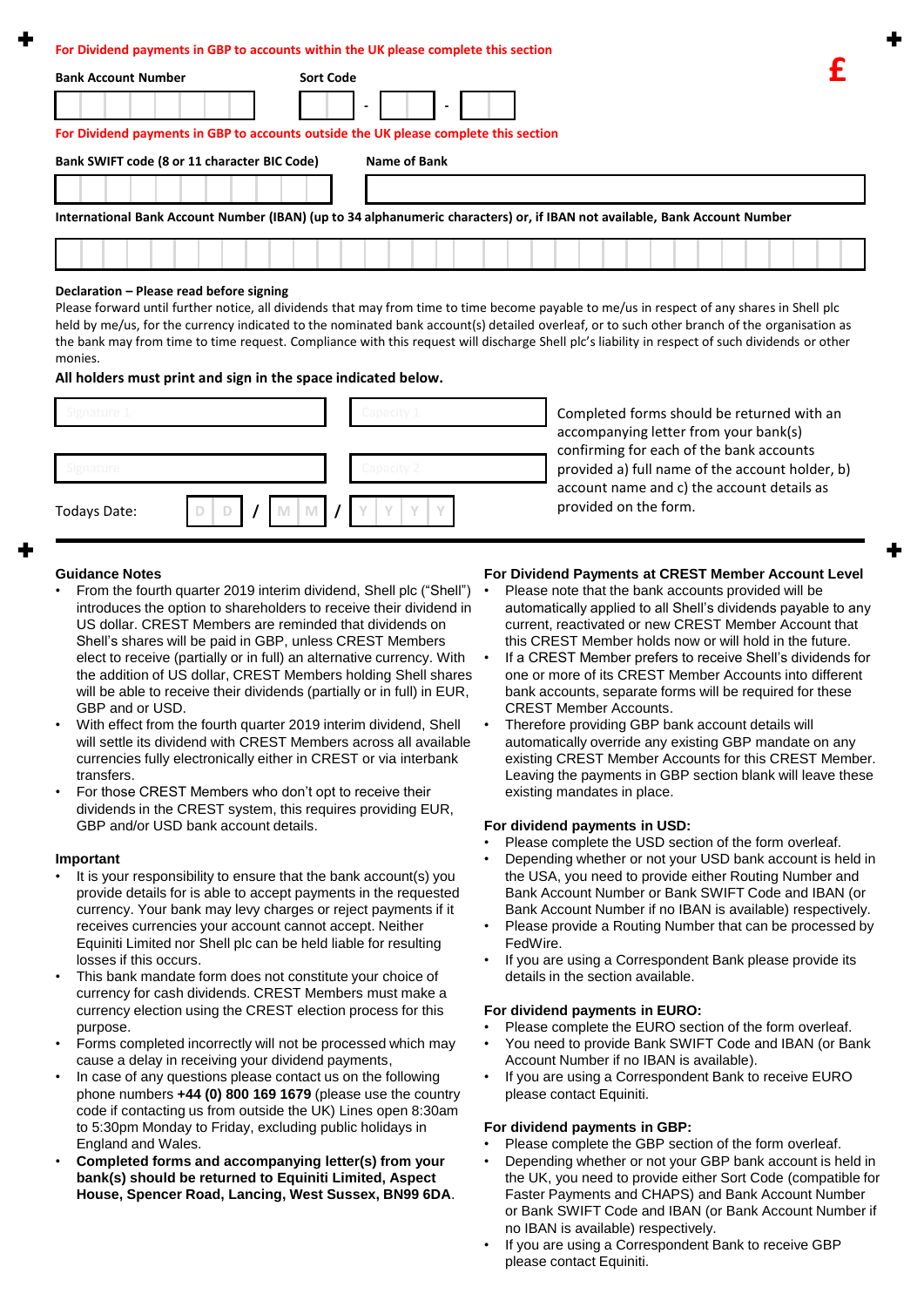For Dividend payments in GBP to accounts within the UK please complete this section

£

**Bank Account Number** | **Sort Code**

For Dividend payments in GBP to accounts outside the UK please complete this section

**Bank SWIFT code (8 or 11 character BIC Code)** | **Name of Bank**

**International Bank Account Number (IBAN) (up to 34 alphanumeric characters) or, if IBAN not available, Bank Account Number**

**Declaration – Please read before signing**

Please forward until further notice, all dividends that may from time to time become payable to me/us in respect of any shares in Shell plc held by me/us, for the currency indicated to the nominated bank account(s) detailed overleaf, or to such other branch of the organisation as the bank may from time to time request. Compliance with this request will discharge Shell plc's liability in respect of such dividends or other monies.

**All holders must print and sign in the space indicated below.**

Signature 1 | Capacity 1

Signature | Capacity 2

Todays Date: DD / MM / YYYY

Completed forms should be returned with an accompanying letter from your bank(s) confirming for each of the bank accounts provided a) full name of the account holder, b) account name and c) the account details as provided on the form.

### Guidance Notes

- From the fourth quarter 2019 interim dividend, Shell plc ("Shell") introduces the option to shareholders to receive their dividend in US dollar. CREST Members are reminded that dividends on Shell's shares will be paid in GBP, unless CREST Members elect to receive (partially or in full) an alternative currency. With the addition of US dollar, CREST Members holding Shell shares will be able to receive their dividends (partially or in full) in EUR, GBP and or USD.
- With effect from the fourth quarter 2019 interim dividend, Shell will settle its dividend with CREST Members across all available currencies fully electronically either in CREST or via interbank transfers.
- For those CREST Members who don't opt to receive their dividends in the CREST system, this requires providing EUR, GBP and/or USD bank account details.

### Important

- It is your responsibility to ensure that the bank account(s) you provide details for is able to accept payments in the requested currency. Your bank may levy charges or reject payments if it receives currencies your account cannot accept. Neither Equiniti Limited nor Shell plc can be held liable for resulting losses if this occurs.
- This bank mandate form does not constitute your choice of currency for cash dividends. CREST Members must make a currency election using the CREST election process for this purpose.
- Forms completed incorrectly will not be processed which may cause a delay in receiving your dividend payments,
- In case of any questions please contact us on the following phone numbers **+44 (0) 800 169 1679** (please use the country code if contacting us from outside the UK) Lines open 8:30am to 5:30pm Monday to Friday, excluding public holidays in England and Wales.
- **Completed forms and accompanying letter(s) from your bank(s) should be returned to Equiniti Limited, Aspect House, Spencer Road, Lancing, West Sussex, BN99 6DA**.

### For Dividend Payments at CREST Member Account Level

- Please note that the bank accounts provided will be automatically applied to all Shell's dividends payable to any current, reactivated or new CREST Member Account that this CREST Member holds now or will hold in the future.
- If a CREST Member prefers to receive Shell's dividends for one or more of its CREST Member Accounts into different bank accounts, separate forms will be required for these CREST Member Accounts.
- Therefore providing GBP bank account details will automatically override any existing GBP mandate on any existing CREST Member Accounts for this CREST Member. Leaving the payments in GBP section blank will leave these existing mandates in place.

### For dividend payments in USD:

- Please complete the USD section of the form overleaf.
- Depending whether or not your USD bank account is held in the USA, you need to provide either Routing Number and Bank Account Number or Bank SWIFT Code and IBAN (or Bank Account Number if no IBAN is available) respectively.
- Please provide a Routing Number that can be processed by FedWire.
- If you are using a Correspondent Bank please provide its details in the section available.

### For dividend payments in EURO:

- Please complete the EURO section of the form overleaf.
- You need to provide Bank SWIFT Code and IBAN (or Bank Account Number if no IBAN is available).
- If you are using a Correspondent Bank to receive EURO please contact Equiniti.

### For dividend payments in GBP:

- Please complete the GBP section of the form overleaf.
- Depending whether or not your GBP bank account is held in the UK, you need to provide either Sort Code (compatible for Faster Payments and CHAPS) and Bank Account Number or Bank SWIFT Code and IBAN (or Bank Account Number if no IBAN is available) respectively.
- If you are using a Correspondent Bank to receive GBP please contact Equiniti.